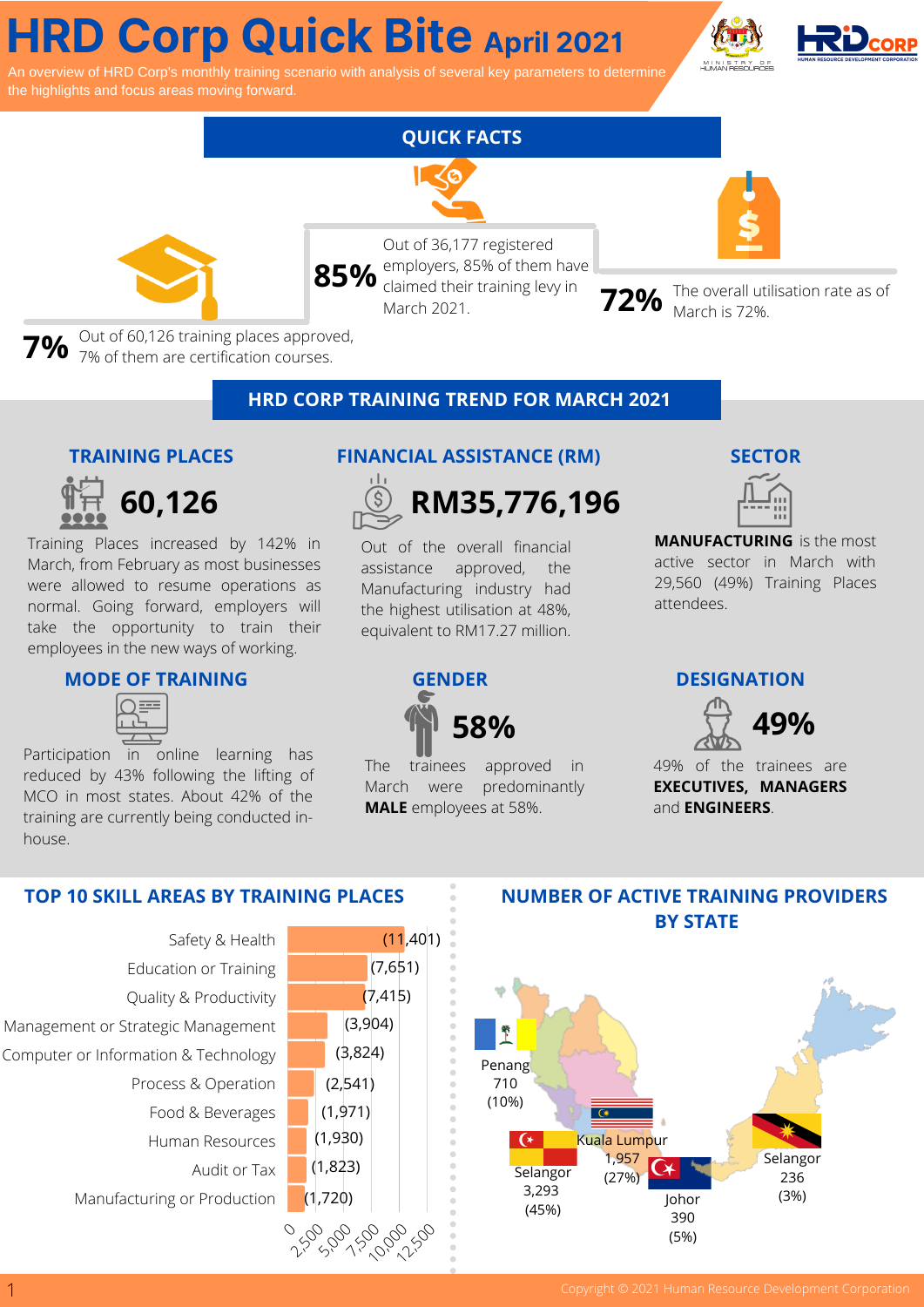# HRD Corp Quick Bite April 2021

An overview of HRD Corp's monthly training scenario with analysis of several key parameters to determine the highlights and focus areas moving forward.

## QUICK FACTS

**85%** Out of 36,177 registered employers, 85% of them have claimed their training levy in March 2021.

**72%** The overall utilisation rate as of March is 72%.

**7%** Out of 60,126 training places approved, 7% of them are certification courses.

## HRD CORP TRAINING TREND FOR MARCH 2021

### TRAINING PLACES

**60,126**

Training Places increased by 142% in March, from February as most businesses were allowed to resume operations as normal. Going forward, employers will take the opportunity to train their employees in the new ways of working.

### FINANCIAL ASSISTANCE (RM)

**RM35,776,196**

Out of the overall financial assistance approved, the Manufacturing industry had the highest utilisation at 48%, equivalent to RM17.27 million.

### SECTOR

**MANUFACTURING** is the most active sector in March with 29,560 (49%) Training Places attendees.

### MODE OF TRAINING

Participation in online learning has reduced by 43% following the lifting of MCO in most states. About 42% of the training are currently being conducted in-house.

### GENDER

**58%**

The trainees approved in March were predominantly **MALE** employees at 58%.

### DESIGNATION

**49%**

49% of the trainees are **EXECUTIVES, MANAGERS** and **ENGINEERS**.

## TOP 10 SKILL AREAS BY TRAINING PLACES

| Skill Area | Training Places |
| --- | --- |
| Safety & Health | (11,401) |
| Education or Training | (7,651) |
| Quality & Productivity | (7,415) |
| Management or Strategic Management | (3,904) |
| Computer or Information & Technology | (3,824) |
| Process & Operation | (2,541) |
| Food & Beverages | (1,971) |
| Human Resources | (1,930) |
| Audit or Tax | (1,823) |
| Manufacturing or Production | (1,720) |

## NUMBER OF ACTIVE TRAINING PROVIDERS BY STATE

| State | Number | Share |
| --- | --- | --- |
| Penang | 710 | (10%) |
| Selangor | 3,293 | (45%) |
| Kuala Lumpur | 1,957 | (27%) |
| Johor | 390 | (5%) |
| Selangor | 236 | (3%) |

Copyright © 2021 Human Resource Development Corporation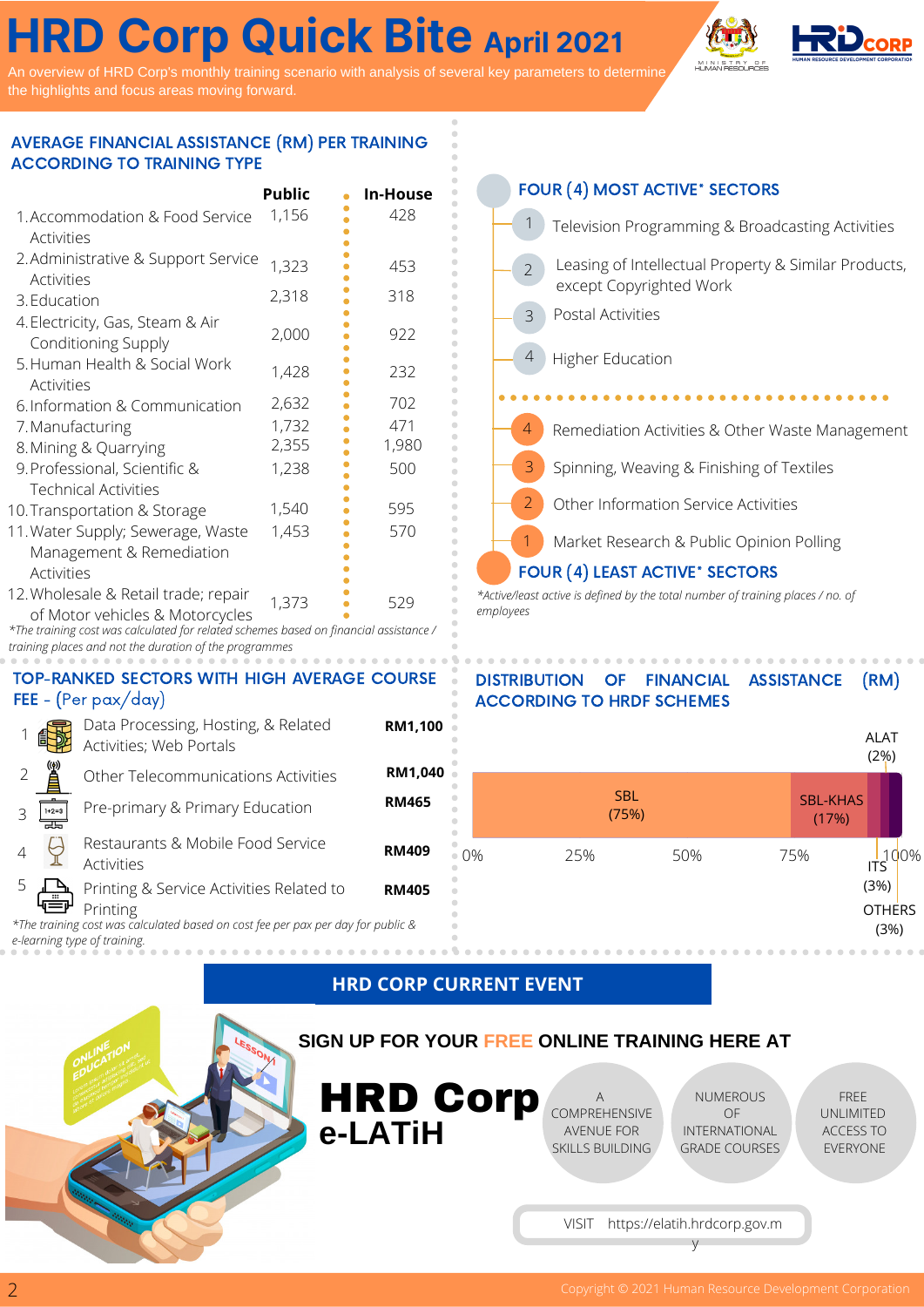# HRD Corp Quick Bite April 2021

An overview of HRD Corp's monthly training scenario with analysis of several key parameters to determine the highlights and focus areas moving forward.

## AVERAGE FINANCIAL ASSISTANCE (RM) PER TRAINING ACCORDING TO TRAINING TYPE

| | Public | In-House |
|---|---|---|
| 1. Accommodation & Food Service Activities | 1,156 | 428 |
| 2. Administrative & Support Service Activities | 1,323 | 453 |
| 3. Education | 2,318 | 318 |
| 4. Electricity, Gas, Steam & Air Conditioning Supply | 2,000 | 922 |
| 5. Human Health & Social Work Activities | 1,428 | 232 |
| 6. Information & Communication | 2,632 | 702 |
| 7. Manufacturing | 1,732 | 471 |
| 8. Mining & Quarrying | 2,355 | 1,980 |
| 9. Professional, Scientific & Technical Activities | 1,238 | 500 |
| 10. Transportation & Storage | 1,540 | 595 |
| 11. Water Supply; Sewerage, Waste Management & Remediation Activities | 1,453 | 570 |
| 12. Wholesale & Retail trade; repair of Motor vehicles & Motorcycles | 1,373 | 529 |

*The training cost was calculated for related schemes based on financial assistance / training places and not the duration of the programmes

## FOUR (4) MOST ACTIVE* SECTORS

1. Television Programming & Broadcasting Activities
2. Leasing of Intellectual Property & Similar Products, except Copyrighted Work
3. Postal Activities
4. Higher Education

## FOUR (4) LEAST ACTIVE* SECTORS

4. Remediation Activities & Other Waste Management
3. Spinning, Weaving & Finishing of Textiles
2. Other Information Service Activities
1. Market Research & Public Opinion Polling

*Active/least active is defined by the total number of training places / no. of employees

## TOP-RANKED SECTORS WITH HIGH AVERAGE COURSE FEE - (Per pax/day)

| | | |
|---|---|---|
| 1 | Data Processing, Hosting, & Related Activities; Web Portals | RM1,100 |
| 2 | Other Telecommunications Activities | RM1,040 |
| 3 | Pre-primary & Primary Education | RM465 |
| 4 | Restaurants & Mobile Food Service Activities | RM409 |
| 5 | Printing & Service Activities Related to Printing | RM405 |

*The training cost was calculated based on cost fee per pax per day for public & e-learning type of training.

## DISTRIBUTION OF FINANCIAL ASSISTANCE (RM) ACCORDING TO HRDF SCHEMES

SBL (75%)
SBL-KHAS (17%)
ALAT (2%)
ITS (3%)
OTHERS (3%)
0% 25% 50% 75% 100%

## HRD CORP CURRENT EVENT

### SIGN UP FOR YOUR FREE ONLINE TRAINING HERE AT

**HRD Corp e-LATiH**

- A COMPREHENSIVE AVENUE FOR SKILLS BUILDING
- NUMEROUS OF INTERNATIONAL GRADE COURSES
- FREE UNLIMITED ACCESS TO EVERYONE

VISIT https://elatih.hrdcorp.gov.my

Copyright © 2021 Human Resource Development Corporation